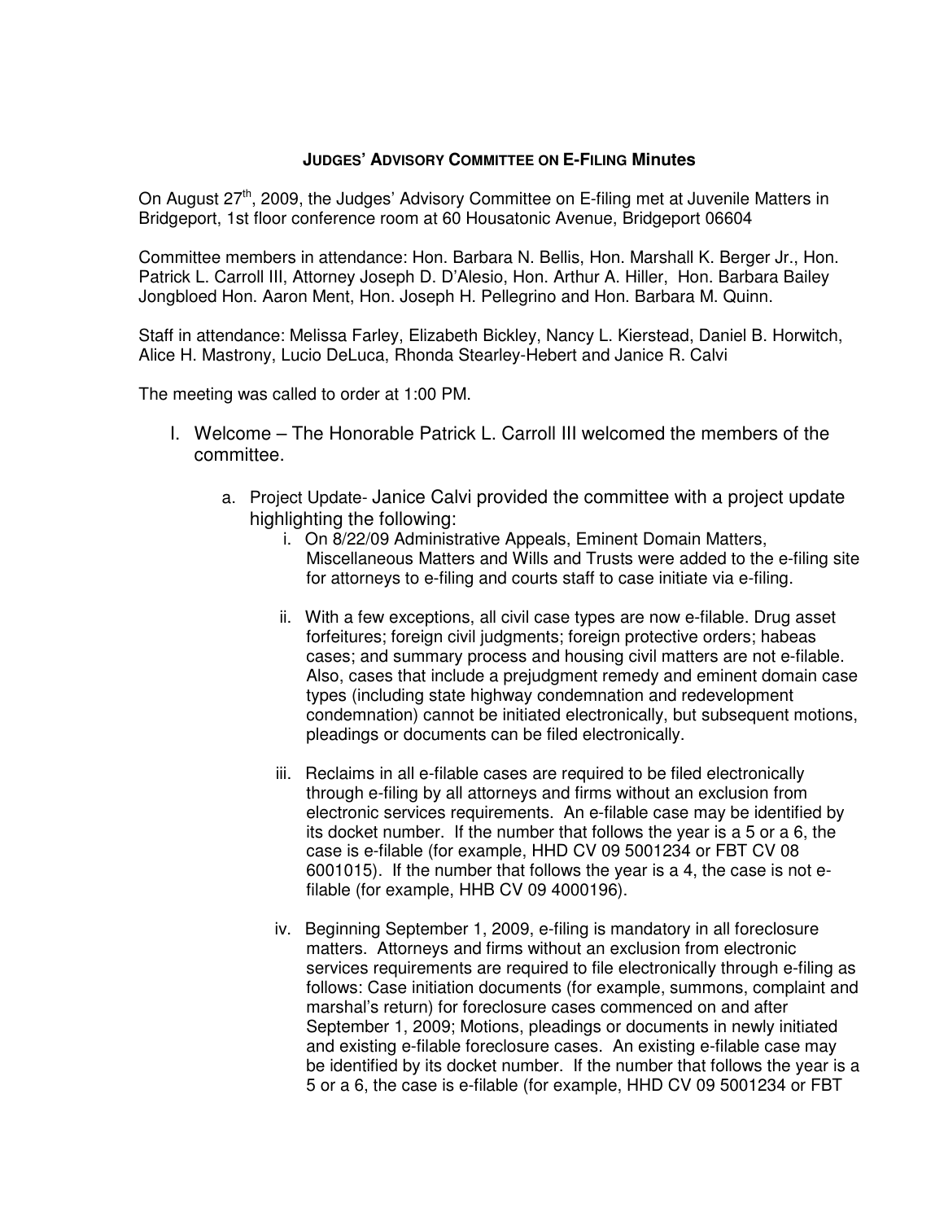## JUDGES' ADVISORY COMMITTEE ON E-FILING Minutes

On August 27th, 2009, the Judges' Advisory Committee on E-filing met at Juvenile Matters in Bridgeport, 1st floor conference room at 60 Housatonic Avenue, Bridgeport 06604

Committee members in attendance: Hon. Barbara N. Bellis, Hon. Marshall K. Berger Jr., Hon. Patrick L. Carroll III, Attorney Joseph D. D'Alesio, Hon. Arthur A. Hiller, Hon. Barbara Bailey Jongbloed Hon. Aaron Ment, Hon. Joseph H. Pellegrino and Hon. Barbara M. Quinn.

Staff in attendance: Melissa Farley, Elizabeth Bickley, Nancy L. Kierstead, Daniel B. Horwitch, Alice H. Mastrony, Lucio DeLuca, Rhonda Stearley-Hebert and Janice R. Calvi

The meeting was called to order at 1:00 PM.

I. Welcome – The Honorable Patrick L. Carroll III welcomed the members of the committee.

   a. Project Update- Janice Calvi provided the committee with a project update highlighting the following:

      i. On 8/22/09 Administrative Appeals, Eminent Domain Matters, Miscellaneous Matters and Wills and Trusts were added to the e-filing site for attorneys to e-filing and courts staff to case initiate via e-filing.

      ii. With a few exceptions, all civil case types are now e-filable. Drug asset forfeitures; foreign civil judgments; foreign protective orders; habeas cases; and summary process and housing civil matters are not e-filable. Also, cases that include a prejudgment remedy and eminent domain case types (including state highway condemnation and redevelopment condemnation) cannot be initiated electronically, but subsequent motions, pleadings or documents can be filed electronically.

      iii. Reclaims in all e-filable cases are required to be filed electronically through e-filing by all attorneys and firms without an exclusion from electronic services requirements. An e-filable case may be identified by its docket number. If the number that follows the year is a 5 or a 6, the case is e-filable (for example, HHD CV 09 5001234 or FBT CV 08 6001015). If the number that follows the year is a 4, the case is not e-filable (for example, HHB CV 09 4000196).

      iv. Beginning September 1, 2009, e-filing is mandatory in all foreclosure matters. Attorneys and firms without an exclusion from electronic services requirements are required to file electronically through e-filing as follows: Case initiation documents (for example, summons, complaint and marshal's return) for foreclosure cases commenced on and after September 1, 2009; Motions, pleadings or documents in newly initiated and existing e-filable foreclosure cases. An existing e-filable case may be identified by its docket number. If the number that follows the year is a 5 or a 6, the case is e-filable (for example, HHD CV 09 5001234 or FBT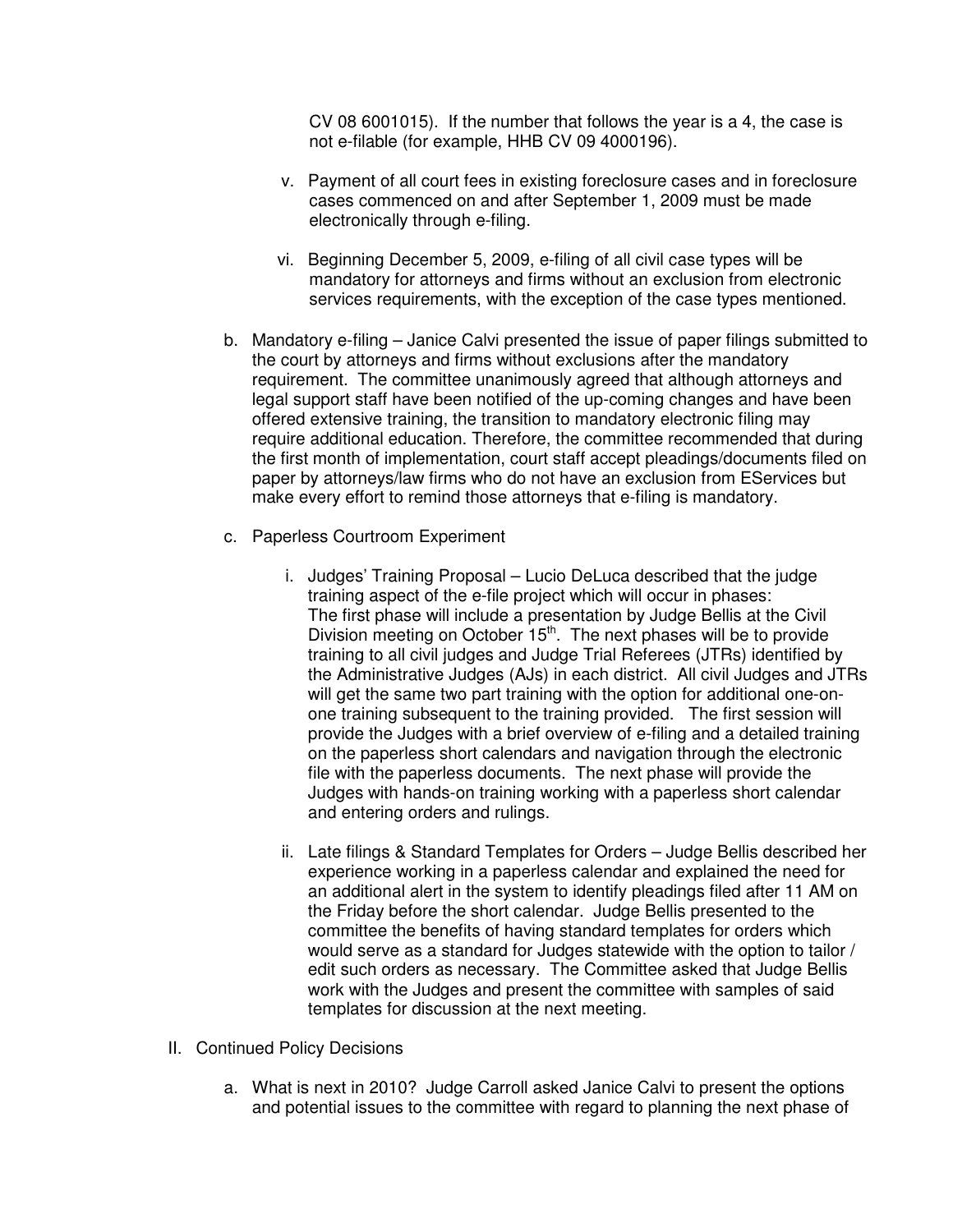CV 08 6001015). If the number that follows the year is a 4, the case is not e-filable (for example, HHB CV 09 4000196).

v. Payment of all court fees in existing foreclosure cases and in foreclosure cases commenced on and after September 1, 2009 must be made electronically through e-filing.

vi. Beginning December 5, 2009, e-filing of all civil case types will be mandatory for attorneys and firms without an exclusion from electronic services requirements, with the exception of the case types mentioned.

b. Mandatory e-filing – Janice Calvi presented the issue of paper filings submitted to the court by attorneys and firms without exclusions after the mandatory requirement. The committee unanimously agreed that although attorneys and legal support staff have been notified of the up-coming changes and have been offered extensive training, the transition to mandatory electronic filing may require additional education. Therefore, the committee recommended that during the first month of implementation, court staff accept pleadings/documents filed on paper by attorneys/law firms who do not have an exclusion from EServices but make every effort to remind those attorneys that e-filing is mandatory.

c. Paperless Courtroom Experiment

i. Judges' Training Proposal – Lucio DeLuca described that the judge training aspect of the e-file project which will occur in phases: The first phase will include a presentation by Judge Bellis at the Civil Division meeting on October 15th. The next phases will be to provide training to all civil judges and Judge Trial Referees (JTRs) identified by the Administrative Judges (AJs) in each district. All civil Judges and JTRs will get the same two part training with the option for additional one-on-one training subsequent to the training provided. The first session will provide the Judges with a brief overview of e-filing and a detailed training on the paperless short calendars and navigation through the electronic file with the paperless documents. The next phase will provide the Judges with hands-on training working with a paperless short calendar and entering orders and rulings.

ii. Late filings & Standard Templates for Orders – Judge Bellis described her experience working in a paperless calendar and explained the need for an additional alert in the system to identify pleadings filed after 11 AM on the Friday before the short calendar. Judge Bellis presented to the committee the benefits of having standard templates for orders which would serve as a standard for Judges statewide with the option to tailor / edit such orders as necessary. The Committee asked that Judge Bellis work with the Judges and present the committee with samples of said templates for discussion at the next meeting.

II. Continued Policy Decisions

a. What is next in 2010? Judge Carroll asked Janice Calvi to present the options and potential issues to the committee with regard to planning the next phase of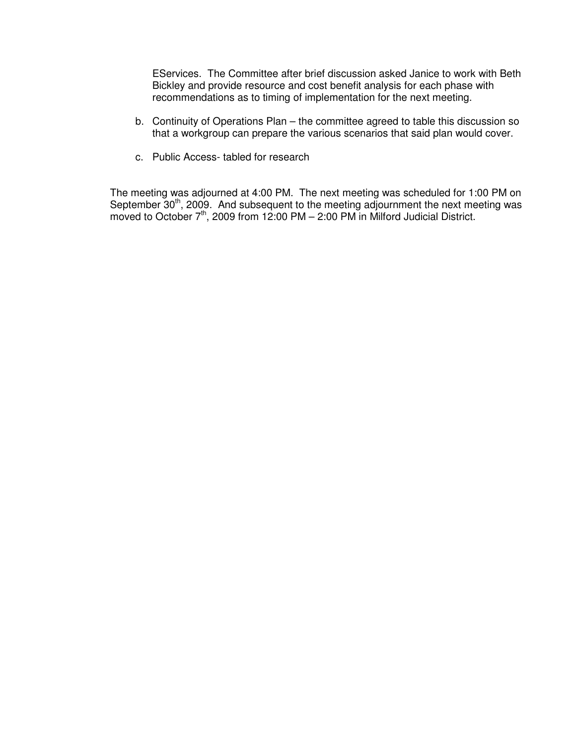EServices. The Committee after brief discussion asked Janice to work with Beth Bickley and provide resource and cost benefit analysis for each phase with recommendations as to timing of implementation for the next meeting.

b. Continuity of Operations Plan – the committee agreed to table this discussion so that a workgroup can prepare the various scenarios that said plan would cover.

c. Public Access- tabled for research

The meeting was adjourned at 4:00 PM. The next meeting was scheduled for 1:00 PM on September 30th, 2009. And subsequent to the meeting adjournment the next meeting was moved to October 7th, 2009 from 12:00 PM – 2:00 PM in Milford Judicial District.